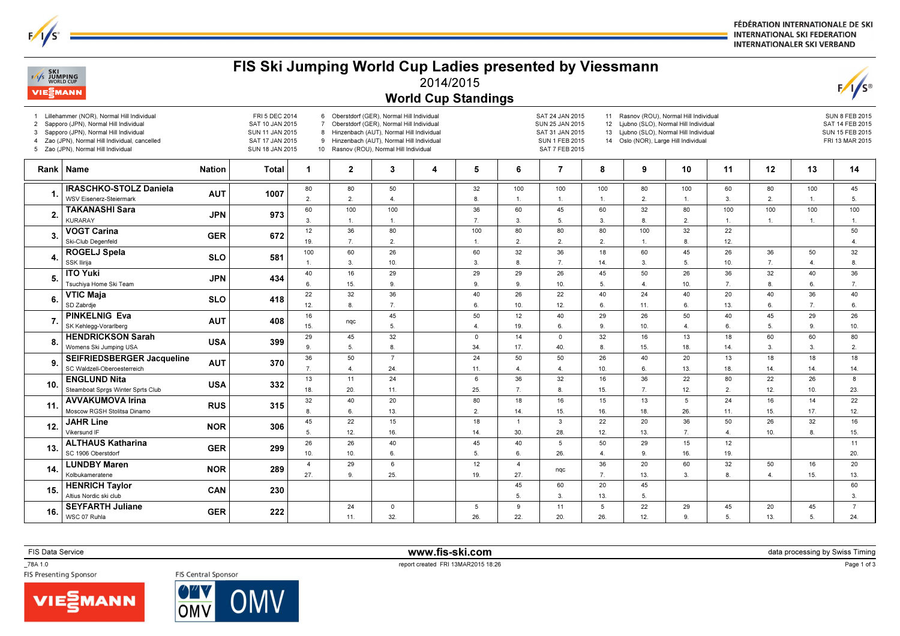FÉDÉRATION INTERNATIONALE DE SKI
INTERNATIONAL SKI FEDERATION
INTERNATIONALER SKI VERBAND

# FIS Ski Jumping World Cup Ladies presented by Viessmann

## 2014/2015

## World Cup Standings

| # | Competition | Date |
|---|---|---|
| 1 | Lillehammer (NOR), Normal Hill Individual | FRI 5 DEC 2014 |
| 2 | Sapporo (JPN), Normal Hill Individual | SAT 10 JAN 2015 |
| 3 | Sapporo (JPN), Normal Hill Individual | SUN 11 JAN 2015 |
| 4 | Zao (JPN), Normal Hill Individual, cancelled | SAT 17 JAN 2015 |
| 5 | Zao (JPN), Normal Hill Individual | SUN 18 JAN 2015 |
| 6 | Oberstdorf (GER), Normal Hill Individual | SAT 24 JAN 2015 |
| 7 | Oberstdorf (GER), Normal Hill Individual | SUN 25 JAN 2015 |
| 8 | Hinzenbach (AUT), Normal Hill Individual | SAT 31 JAN 2015 |
| 9 | Hinzenbach (AUT), Normal Hill Individual | SUN 1 FEB 2015 |
| 10 | Rasnov (ROU), Normal Hill Individual | SAT 7 FEB 2015 |
| 11 | Rasnov (ROU), Normal Hill Individual | SUN 8 FEB 2015 |
| 12 | Ljubno (SLO), Normal Hill Individual | SAT 14 FEB 2015 |
| 13 | Ljubno (SLO), Normal Hill Individual | SUN 15 FEB 2015 |
| 14 | Oslo (NOR), Large Hill Individual | FRI 13 MAR 2015 |

| Rank | Name | Nation | Total | 1 | 2 | 3 | 4 | 5 | 6 | 7 | 8 | 9 | 10 | 11 | 12 | 13 | 14 |
|---|---|---|---|---|---|---|---|---|---|---|---|---|---|---|---|---|---|
| 1. | **IRASCHKO-STOLZ Daniela** WSV Eisenerz-Steiermark | AUT | 1007 | 80 2. | 80 2. | 50 4. | | 32 8. | 100 1. | 100 1. | 100 1. | 80 2. | 100 1. | 60 3. | 80 2. | 100 1. | 45 5. |
| 2. | **TAKANASHI Sara** KURARAY | JPN | 973 | 60 3. | 100 1. | 100 1. | | 36 7. | 60 3. | 45 5. | 60 3. | 32 8. | 80 2. | 100 1. | 100 1. | 100 1. | 100 1. |
| 3. | **VOGT Carina** Ski-Club Degenfeld | GER | 672 | 12 19. | 36 7. | 80 2. | | 100 1. | 80 2. | 80 2. | 80 2. | 100 1. | 32 8. | 22 12. | | | 50 4. |
| 4. | **ROGELJ Spela** SSK Ilirija | SLO | 581 | 100 1. | 60 3. | 26 10. | | 60 3. | 32 8. | 36 7. | 18 14. | 60 3. | 45 5. | 26 10. | 36 7. | 50 4. | 32 8. |
| 5. | **ITO Yuki** Tsuchiya Home Ski Team | JPN | 434 | 40 6. | 16 15. | 29 9. | | 29 9. | 29 9. | 26 10. | 45 5. | 50 4. | 26 10. | 36 7. | 32 8. | 40 6. | 36 7. |
| 6. | **VTIC Maja** SD Zabrdje | SLO | 418 | 22 12. | 32 8. | 36 7. | | 40 6. | 26 10. | 22 12. | 40 6. | 24 11. | 40 6. | 20 13. | 40 6. | 36 7. | 40 6. |
| 7. | **PINKELNIG Eva** SK Kehlegg-Vorarlberg | AUT | 408 | 16 15. | nqc | 45 5. | | 50 4. | 12 19. | 40 6. | 29 9. | 26 10. | 50 4. | 40 6. | 45 5. | 29 9. | 26 10. |
| 8. | **HENDRICKSON Sarah** Womens Ski Jumping USA | USA | 399 | 29 9. | 45 5. | 32 8. | | 0 34. | 14 17. | 0 40. | 32 8. | 16 15. | 13 18. | 18 14. | 60 3. | 60 3. | 80 2. |
| 9. | **SEIFRIEDSBERGER Jacqueline** SC Waldzell-Oberoesterreich | AUT | 370 | 36 7. | 50 4. | 7 24. | | 24 11. | 50 4. | 50 4. | 26 10. | 40 6. | 20 13. | 13 18. | 18 14. | 18 14. | 18 14. |
| 10. | **ENGLUND Nita** Steamboat Sprgs Winter Sprts Club | USA | 332 | 13 18. | 11 20. | 24 11. | | 6 25. | 36 7. | 32 8. | 16 15. | 36 7. | 22 12. | 80 2. | 22 12. | 26 10. | 8 23. |
| 11. | **AVVAKUMOVA Irina** Moscow RGSH Stolitsa Dinamo | RUS | 315 | 32 8. | 40 6. | 20 13. | | 80 2. | 18 14. | 16 15. | 15 16. | 13 18. | 5 26. | 24 11. | 16 15. | 14 17. | 22 12. |
| 12. | **JAHR Line** Vikersund IF | NOR | 306 | 45 5. | 22 12. | 15 16. | | 18 14. | 1 30. | 3 28. | 22 12. | 20 13. | 36 7. | 50 4. | 26 10. | 32 8. | 16 15. |
| 13. | **ALTHAUS Katharina** SC 1906 Oberstdorf | GER | 299 | 26 10. | 26 10. | 40 6. | | 45 5. | 40 6. | 5 26. | 50 4. | 29 9. | 15 16. | 12 19. | | | 11 20. |
| 14. | **LUNDBY Maren** Kolbukameratene | NOR | 289 | 4 27. | 29 9. | 6 25. | | 12 19. | 4 27. | nqc | 36 7. | 20 13. | 60 3. | 32 8. | 50 4. | 16 15. | 20 13. |
| 15. | **HENRICH Taylor** Altius Nordic ski club | CAN | 230 | | | | | | 45 5. | 60 3. | 20 13. | 45 5. | | | | | 60 3. |
| 16. | **SEYFARTH Juliane** WSC 07 Ruhla | GER | 222 | | 24 11. | 0 32. | | 5 26. | 9 22. | 11 20. | 5 26. | 22 12. | 29 9. | 45 5. | 20 13. | 45 5. | 7 24. |

FIS Data Service | www.fis-ski.com | data processing by Swiss Timing

_78A 1.0 | report created FRI 13MAR2015 18:26

FIS Presenting Sponsor: VIESSMANN | FIS Central Sponsor: OMV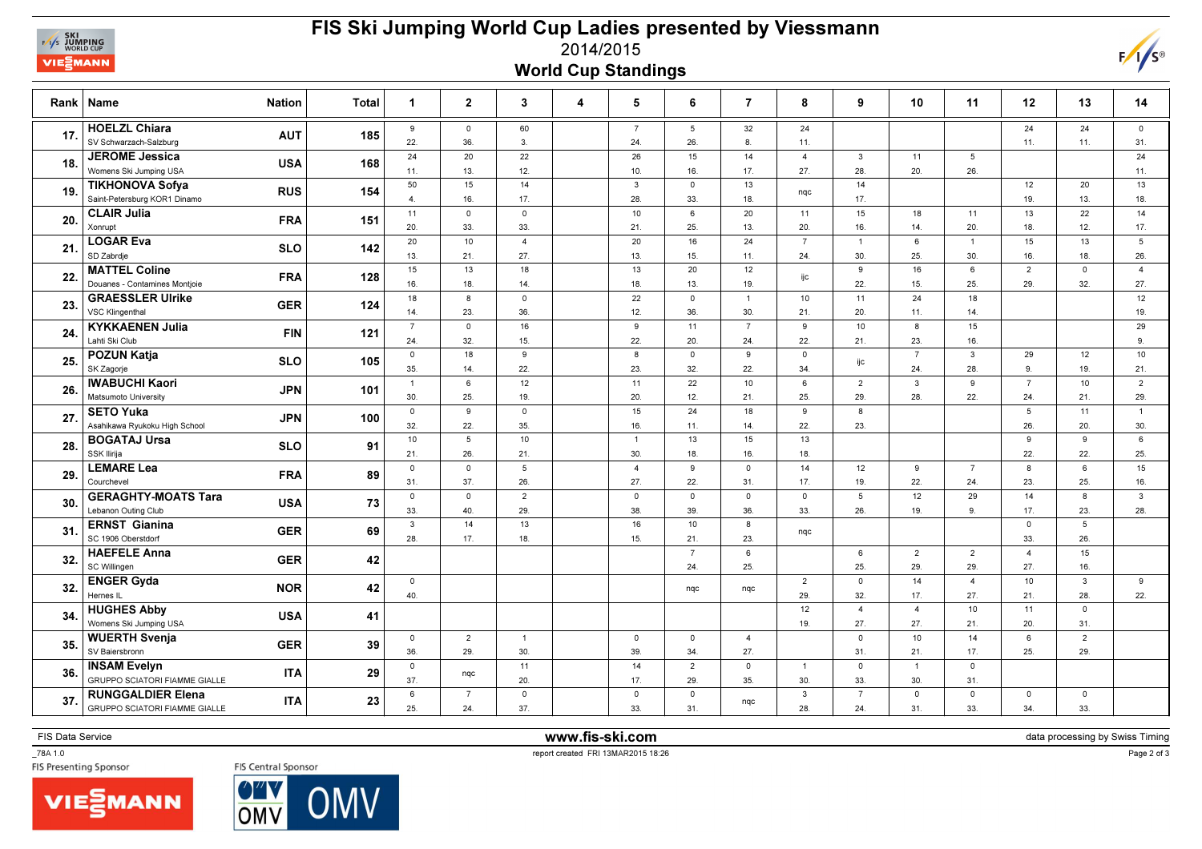# FIS Ski Jumping World Cup Ladies presented by Viessmann

## 2014/2015

## World Cup Standings

| Rank | Name | Nation | Total | 1 | 2 | 3 | 4 | 5 | 6 | 7 | 8 | 9 | 10 | 11 | 12 | 13 | 14 |
|---|---|---|---|---|---|---|---|---|---|---|---|---|---|---|---|---|---|
| 17. | **HOELZL Chiara**<br>SV Schwarzach-Salzburg | AUT | 185 | 9<br>22. | 0<br>36. | 60<br>3. | | 7<br>24. | 5<br>26. | 32<br>8. | 24<br>11. | | | | 24<br>11. | 24<br>11. | 0<br>31. |
| 18. | **JEROME Jessica**<br>Womens Ski Jumping USA | USA | 168 | 24<br>11. | 20<br>13. | 22<br>12. | | 26<br>10. | 15<br>16. | 14<br>17. | 4<br>27. | 3<br>28. | 11<br>20. | 5<br>26. | | | 24<br>11. |
| 19. | **TIKHONOVA Sofya**<br>Saint-Petersburg KOR1 Dinamo | RUS | 154 | 50<br>4. | 15<br>16. | 14<br>17. | | 3<br>28. | 0<br>33. | 13<br>18. | nqc | 14<br>17. | | | 12<br>19. | 20<br>13. | 13<br>18. |
| 20. | **CLAIR Julia**<br>Xonrupt | FRA | 151 | 11<br>20. | 0<br>33. | 0<br>33. | | 10<br>21. | 6<br>25. | 20<br>13. | 11<br>20. | 15<br>16. | 18<br>14. | 11<br>20. | 13<br>18. | 22<br>12. | 14<br>17. |
| 21. | **LOGAR Eva**<br>SD Zabrdje | SLO | 142 | 20<br>13. | 10<br>21. | 4<br>27. | | 20<br>13. | 16<br>15. | 24<br>11. | 7<br>24. | 1<br>30. | 6<br>25. | 1<br>30. | 15<br>16. | 13<br>18. | 5<br>26. |
| 22. | **MATTEL Coline**<br>Douanes - Contamines Montjoie | FRA | 128 | 15<br>16. | 13<br>18. | 18<br>14. | | 13<br>18. | 20<br>13. | 12<br>19. | ijc | 9<br>22. | 16<br>15. | 6<br>25. | 2<br>29. | 0<br>32. | 4<br>27. |
| 23. | **GRAESSLER Ulrike**<br>VSC Klingenthal | GER | 124 | 18<br>14. | 8<br>23. | 0<br>36. | | 22<br>12. | 0<br>36. | 1<br>30. | 10<br>21. | 11<br>20. | 24<br>11. | 18<br>14. | | | 12<br>19. |
| 24. | **KYKKAENEN Julia**<br>Lahti Ski Club | FIN | 121 | 7<br>24. | 0<br>32. | 16<br>15. | | 9<br>22. | 11<br>20. | 7<br>24. | 9<br>22. | 10<br>21. | 8<br>23. | 15<br>16. | | | 29<br>9. |
| 25. | **POZUN Katja**<br>SK Zagorje | SLO | 105 | 0<br>35. | 18<br>14. | 9<br>22. | | 8<br>23. | 0<br>32. | 9<br>22. | 0<br>34. | ijc | 7<br>24. | 3<br>28. | 29<br>9. | 12<br>19. | 10<br>21. |
| 26. | **IWABUCHI Kaori**<br>Matsumoto University | JPN | 101 | 1<br>30. | 6<br>25. | 12<br>19. | | 11<br>20. | 22<br>12. | 10<br>21. | 6<br>25. | 2<br>29. | 3<br>28. | 9<br>22. | 7<br>24. | 10<br>21. | 2<br>29. |
| 27. | **SETO Yuka**<br>Asahikawa Ryukoku High School | JPN | 100 | 0<br>32. | 9<br>22. | 0<br>35. | | 15<br>16. | 24<br>11. | 18<br>14. | 9<br>22. | 8<br>23. | | | 5<br>26. | 11<br>20. | 1<br>30. |
| 28. | **BOGATAJ Ursa**<br>SSK Ilirija | SLO | 91 | 10<br>21. | 5<br>26. | 10<br>21. | | 1<br>30. | 13<br>18. | 15<br>16. | 13<br>18. | | | | 9<br>22. | 9<br>22. | 6<br>25. |
| 29. | **LEMARE Lea**<br>Courchevel | FRA | 89 | 0<br>31. | 0<br>37. | 5<br>26. | | 4<br>27. | 9<br>22. | 0<br>31. | 14<br>17. | 12<br>19. | 9<br>22. | 7<br>24. | 8<br>23. | 6<br>25. | 15<br>16. |
| 30. | **GERAGHTY-MOATS Tara**<br>Lebanon Outing Club | USA | 73 | 0<br>33. | 0<br>40. | 2<br>29. | | 0<br>38. | 0<br>39. | 0<br>36. | 0<br>33. | 5<br>26. | 12<br>19. | 29<br>9. | 14<br>17. | 8<br>23. | 3<br>28. |
| 31. | **ERNST Gianina**<br>SC 1906 Oberstdorf | GER | 69 | 3<br>28. | 14<br>17. | 13<br>18. | | 16<br>15. | 10<br>21. | 8<br>23. | nqc | | | | 0<br>33. | 5<br>26. | |
| 32. | **HAEFELE Anna**<br>SC Willingen | GER | 42 | | | | | | 7<br>24. | 6<br>25. | | 6<br>25. | 2<br>29. | 2<br>29. | 4<br>27. | 15<br>16. | |
| 32. | **ENGER Gyda**<br>Hernes IL | NOR | 42 | 0<br>40. | | | | | nqc | nqc | 2<br>29. | 0<br>32. | 14<br>17. | 4<br>27. | 10<br>21. | 3<br>28. | 9<br>22. |
| 34. | **HUGHES Abby**<br>Womens Ski Jumping USA | USA | 41 | | | | | | | | 12<br>19. | 4<br>27. | 4<br>27. | 10<br>21. | 11<br>20. | 0<br>31. | |
| 35. | **WUERTH Svenja**<br>SV Baiersbronn | GER | 39 | 0<br>36. | 2<br>29. | 1<br>30. | | 0<br>39. | 0<br>34. | 4<br>27. | | 0<br>31. | 10<br>21. | 14<br>17. | 6<br>25. | 2<br>29. | |
| 36. | **INSAM Evelyn**<br>GRUPPO SCIATORI FIAMME GIALLE | ITA | 29 | 0<br>37. | nqc | 11<br>20. | | 14<br>17. | 2<br>29. | 0<br>35. | 1<br>30. | 0<br>33. | 1<br>30. | 0<br>31. | | | |
| 37. | **RUNGGALDIER Elena**<br>GRUPPO SCIATORI FIAMME GIALLE | ITA | 23 | 6<br>25. | 7<br>24. | 0<br>37. | | 0<br>33. | 0<br>31. | nqc | 3<br>28. | 7<br>24. | 0<br>31. | 0<br>33. | 0<br>34. | 0<br>33. | |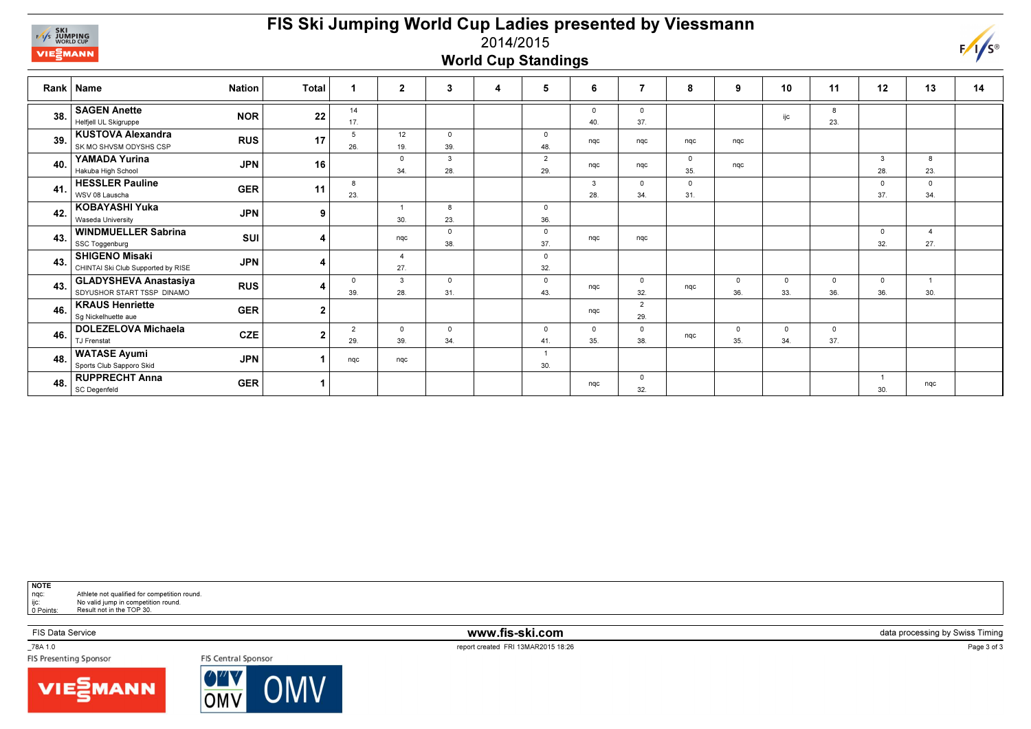# FIS Ski Jumping World Cup Ladies presented by Viessmann

## 2014/2015

## World Cup Standings

| Rank | Name | Nation | Total | 1 | 2 | 3 | 4 | 5 | 6 | 7 | 8 | 9 | 10 | 11 | 12 | 13 | 14 |
|---|---|---|---|---|---|---|---|---|---|---|---|---|---|---|---|---|---|
| 38. | **SAGEN Anette** Helfjell UL Skigruppe | NOR | 22 | 14 17. | | | | | 0 40. | 0 37. | | | ijc | 8 23. | | | |
| 39. | **KUSTOVA Alexandra** SK MO SHVSM ODYSHS CSP | RUS | 17 | 5 26. | 12 19. | 0 39. | | 0 48. | nqc | nqc | nqc | nqc | | | | | |
| 40. | **YAMADA Yurina** Hakuba High School | JPN | 16 | | 0 34. | 3 28. | | 2 29. | nqc | nqc | 0 35. | nqc | | | 3 28. | 8 23. | |
| 41. | **HESSLER Pauline** WSV 08 Lauscha | GER | 11 | 8 23. | | | | | 3 28. | 0 34. | 0 31. | | | | 0 37. | 0 34. | |
| 42. | **KOBAYASHI Yuka** Waseda University | JPN | 9 | | 1 30. | 8 23. | | 0 36. | | | | | | | | | |
| 43. | **WINDMUELLER Sabrina** SSC Toggenburg | SUI | 4 | | nqc | 0 38. | | 0 37. | nqc | nqc | | | | | 0 32. | 4 27. | |
| 43. | **SHIGENO Misaki** CHINTAI Ski Club Supported by RISE | JPN | 4 | | 4 27. | | | 0 32. | | | | | | | | | |
| 43. | **GLADYSHEVA Anastasiya** SDYUSHOR START TSSP DINAMO | RUS | 4 | 0 39. | 3 28. | 0 31. | | 0 43. | nqc | 0 32. | nqc | 0 36. | 0 33. | 0 36. | 0 36. | 1 30. | |
| 46. | **KRAUS Henriette** Sg Nickelhuette aue | GER | 2 | | | | | | nqc | 2 29. | | | | | | | |
| 46. | **DOLEZELOVA Michaela** TJ Frenstat | CZE | 2 | 2 29. | 0 39. | 0 34. | | 0 41. | 0 35. | 0 38. | nqc | 0 35. | 0 34. | 0 37. | | | |
| 48. | **WATASE Ayumi** Sports Club Sapporo Skid | JPN | 1 | nqc | nqc | | | 1 30. | | | | | | | | | |
| 48. | **RUPPRECHT Anna** SC Degenfeld | GER | 1 | | | | | | nqc | 0 32. | | | | | 1 30. | nqc | |

**NOTE**

nqc: Athlete not qualified for competition round.
ijc: No valid jump in competition round.
0 Points: Result not in the TOP 30.

FIS Data Service — www.fis-ski.com — data processing by Swiss Timing

_78A 1.0 — report created FRI 13MAR2015 18:26

FIS Presenting Sponsor — FIS Central Sponsor